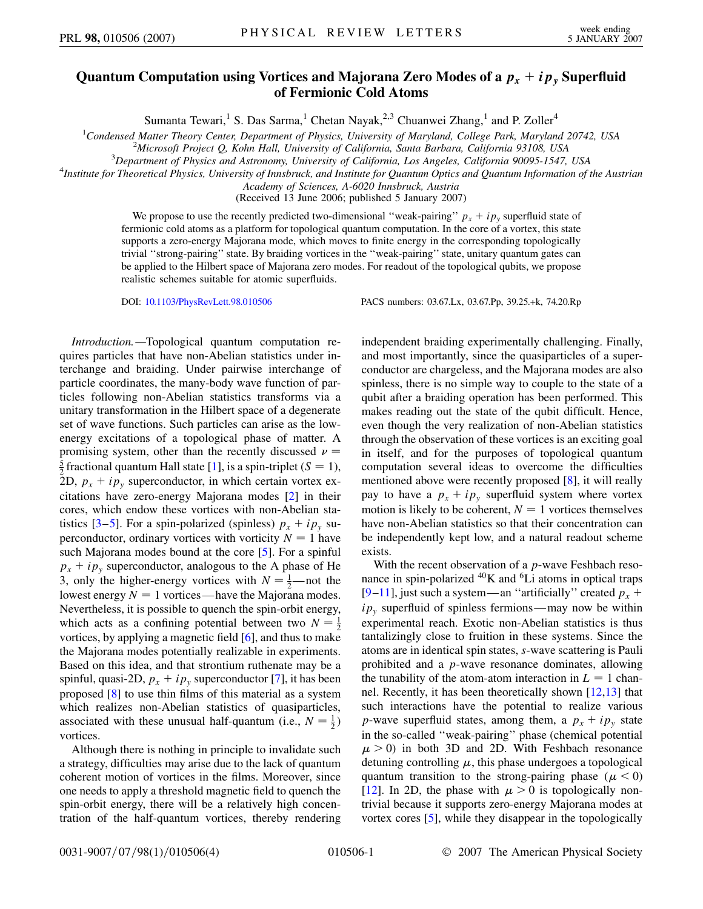# Quantum Computation using Vortices and Majorana Zero Modes of a $p_x + ip_y$ Superfluid of Fermionic Cold Atoms

Sumanta Tewari,[1] S. Das Sarma,[1] Chetan Nayak,[2,3] Chuanwei Zhang,[1] and P. Zoller[4]

[1]*Condensed Matter Theory Center, Department of Physics, University of Maryland, College Park, Maryland 20742, USA*
[2]*Microsoft Project Q, Kohn Hall, University of California, Santa Barbara, California 93108, USA*
[3]*Department of Physics and Astronomy, University of California, Los Angeles, California 90095-1547, USA*
[4]*Institute for Theoretical Physics, University of Innsbruck, and Institute for Quantum Optics and Quantum Information of the Austrian Academy of Sciences, A-6020 Innsbruck, Austria*

(Received 13 June 2006; published 5 January 2007)

We propose to use the recently predicted two-dimensional "weak-pairing" $p_x + ip_y$ superfluid state of fermionic cold atoms as a platform for topological quantum computation. In the core of a vortex, this state supports a zero-energy Majorana mode, which moves to finite energy in the corresponding topologically trivial "strong-pairing" state. By braiding vortices in the "weak-pairing" state, unitary quantum gates can be applied to the Hilbert space of Majorana zero modes. For readout of the topological qubits, we propose realistic schemes suitable for atomic superfluids.

DOI: 10.1103/PhysRevLett.98.010506 PACS numbers: 03.67.Lx, 03.67.Pp, 39.25.+k, 74.20.Rp

*Introduction.*—Topological quantum computation requires particles that have non-Abelian statistics under interchange and braiding. Under pairwise interchange of particle coordinates, the many-body wave function of particles following non-Abelian statistics transforms via a unitary transformation in the Hilbert space of a degenerate set of wave functions. Such particles can arise as the low-energy excitations of a topological phase of matter. A promising system, other than the recently discussed $\nu = \frac{5}{2}$ fractional quantum Hall state [1], is a spin-triplet ($S = 1$), 2D, $p_x + ip_y$ superconductor, in which certain vortex excitations have zero-energy Majorana modes [2] in their cores, which endow these vortices with non-Abelian statistics [3–5]. For a spin-polarized (spinless) $p_x + ip_y$ superconductor, ordinary vortices with vorticity $N = 1$ have such Majorana modes bound at the core [5]. For a spinful $p_x + ip_y$ superconductor, analogous to the A phase of He 3, only the higher-energy vortices with $N = \frac{1}{2}$—not the lowest energy $N = 1$ vortices—have the Majorana modes. Nevertheless, it is possible to quench the spin-orbit energy, which acts as a confining potential between two $N = \frac{1}{2}$ vortices, by applying a magnetic field [6], and thus to make the Majorana modes potentially realizable in experiments. Based on this idea, and that strontium ruthenate may be a spinful, quasi-2D, $p_x + ip_y$ superconductor [7], it has been proposed [8] to use thin films of this material as a system which realizes non-Abelian statistics of quasiparticles, associated with these unusual half-quantum (i.e., $N = \frac{1}{2}$) vortices.

Although there is nothing in principle to invalidate such a strategy, difficulties may arise due to the lack of quantum coherent motion of vortices in the films. Moreover, since one needs to apply a threshold magnetic field to quench the spin-orbit energy, there will be a relatively high concentration of the half-quantum vortices, thereby rendering independent braiding experimentally challenging. Finally, and most importantly, since the quasiparticles of a superconductor are chargeless, and the Majorana modes are also spinless, there is no simple way to couple to the state of a qubit after a braiding operation has been performed. This makes reading out the state of the qubit difficult. Hence, even though the very realization of non-Abelian statistics through the observation of these vortices is an exciting goal in itself, and for the purposes of topological quantum computation several ideas to overcome the difficulties mentioned above were recently proposed [8], it will really pay to have a $p_x + ip_y$ superfluid system where vortex motion is likely to be coherent, $N = 1$ vortices themselves have non-Abelian statistics so that their concentration can be independently kept low, and a natural readout scheme exists.

With the recent observation of a $p$-wave Feshbach resonance in spin-polarized $^{40}$K and $^{6}$Li atoms in optical traps [9–11], just such a system—an "artificially" created $p_x + ip_y$ superfluid of spinless fermions—may now be within experimental reach. Exotic non-Abelian statistics is thus tantalizingly close to fruition in these systems. Since the atoms are in identical spin states, $s$-wave scattering is Pauli prohibited and a $p$-wave resonance dominates, allowing the tunability of the atom-atom interaction in $L = 1$ channel. Recently, it has been theoretically shown [12,13] that such interactions have the potential to realize various $p$-wave superfluid states, among them, a $p_x + ip_y$ state in the so-called "weak-pairing" phase (chemical potential $\mu > 0$) in both 3D and 2D. With Feshbach resonance detuning controlling $\mu$, this phase undergoes a topological quantum transition to the strong-pairing phase ($\mu < 0$) [12]. In 2D, the phase with $\mu > 0$ is topologically nontrivial because it supports zero-energy Majorana modes at vortex cores [5], while they disappear in the topologically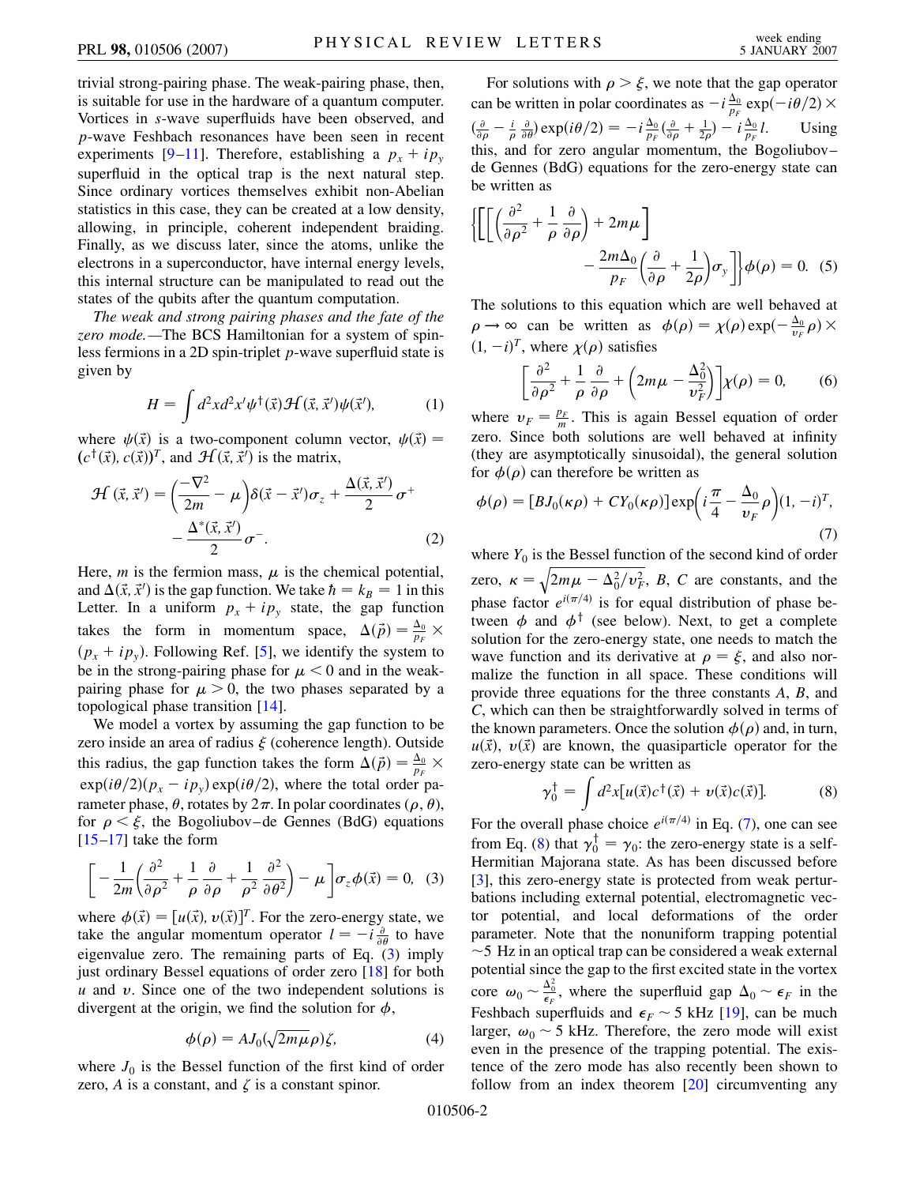trivial strong-pairing phase. The weak-pairing phase, then, is suitable for use in the hardware of a quantum computer. Vortices in $s$-wave superfluids have been observed, and $p$-wave Feshbach resonances have been seen in recent experiments [9–11]. Therefore, establishing a $p_x + ip_y$ superfluid in the optical trap is the next natural step. Since ordinary vortices themselves exhibit non-Abelian statistics in this case, they can be created at a low density, allowing, in principle, coherent independent braiding. Finally, as we discuss later, since the atoms, unlike the electrons in a superconductor, have internal energy levels, this internal structure can be manipulated to read out the states of the qubits after the quantum computation.

*The weak and strong pairing phases and the fate of the zero mode.*—The BCS Hamiltonian for a system of spinless fermions in a 2D spin-triplet $p$-wave superfluid state is given by

$$H = \int d^2x d^2x' \psi^\dagger(\vec{x}) \mathcal{H}(\vec{x}, \vec{x}') \psi(\vec{x}'), \tag{1}$$

where $\psi(\vec{x})$ is a two-component column vector, $\psi(\vec{x}) = (c^\dagger(\vec{x}), c(\vec{x}))^T$, and $\mathcal{H}(\vec{x}, \vec{x}')$ is the matrix,

$$\mathcal{H}(\vec{x}, \vec{x}') = \left(\frac{-\nabla^2}{2m} - \mu\right)\delta(\vec{x} - \vec{x}')\sigma_z + \frac{\Delta(\vec{x}, \vec{x}')}{2}\sigma^+ - \frac{\Delta^*(\vec{x}, \vec{x}')}{2}\sigma^-. \tag{2}$$

Here, $m$ is the fermion mass, $\mu$ is the chemical potential, and $\Delta(\vec{x}, \vec{x}')$ is the gap function. We take $\hbar = k_B = 1$ in this Letter. In a uniform $p_x + ip_y$ state, the gap function takes the form in momentum space, $\Delta(\vec{p}) = \frac{\Delta_0}{p_F} \times (p_x + ip_y)$. Following Ref. [5], we identify the system to be in the strong-pairing phase for $\mu < 0$ and in the weak-pairing phase for $\mu > 0$, the two phases separated by a topological phase transition [14].

We model a vortex by assuming the gap function to be zero inside an area of radius $\xi$ (coherence length). Outside this radius, the gap function takes the form $\Delta(\vec{p}) = \frac{\Delta_0}{p_F} \times \exp(i\theta/2)(p_x - ip_y)\exp(i\theta/2)$, where the total order parameter phase, $\theta$, rotates by $2\pi$. In polar coordinates $(\rho, \theta)$, for $\rho < \xi$, the Bogoliubov–de Gennes (BdG) equations [15–17] take the form

$$\left[-\frac{1}{2m}\left(\frac{\partial^2}{\partial\rho^2} + \frac{1}{\rho}\frac{\partial}{\partial\rho} + \frac{1}{\rho^2}\frac{\partial^2}{\partial\theta^2}\right) - \mu\right]\sigma_z\phi(\vec{x}) = 0, \tag{3}$$

where $\phi(\vec{x}) = [u(\vec{x}), v(\vec{x})]^T$. For the zero-energy state, we take the angular momentum operator $l = -i\frac{\partial}{\partial\theta}$ to have eigenvalue zero. The remaining parts of Eq. (3) imply just ordinary Bessel equations of order zero [18] for both $u$ and $v$. Since one of the two independent solutions is divergent at the origin, we find the solution for $\phi$,

$$\phi(\rho) = AJ_0(\sqrt{2m\mu}\rho)\zeta, \tag{4}$$

where $J_0$ is the Bessel function of the first kind of order zero, $A$ is a constant, and $\zeta$ is a constant spinor.

For solutions with $\rho > \xi$, we note that the gap operator can be written in polar coordinates as $-i\frac{\Delta_0}{p_F}\exp(-i\theta/2) \times (\frac{\partial}{\partial\rho} - \frac{i}{\rho}\frac{\partial}{\partial\theta})\exp(i\theta/2) = -i\frac{\Delta_0}{p_F}(\frac{\partial}{\partial\rho} + \frac{1}{2\rho}) - i\frac{\Delta_0}{p_F}l$. Using this, and for zero angular momentum, the Bogoliubov–de Gennes (BdG) equations for the zero-energy state can be written as

$$\left\{\left[\left[\left(\frac{\partial^2}{\partial\rho^2} + \frac{1}{\rho}\frac{\partial}{\partial\rho}\right) + 2m\mu\right] - \frac{2m\Delta_0}{p_F}\left(\frac{\partial}{\partial\rho} + \frac{1}{2\rho}\right)\sigma_y\right]\right\}\phi(\rho) = 0. \tag{5}$$

The solutions to this equation which are well behaved at $\rho \to \infty$ can be written as $\phi(\rho) = \chi(\rho)\exp(-\frac{\Delta_0}{v_F}\rho) \times (1, -i)^T$, where $\chi(\rho)$ satisfies

$$\left[\frac{\partial^2}{\partial\rho^2} + \frac{1}{\rho}\frac{\partial}{\partial\rho} + \left(2m\mu - \frac{\Delta_0^2}{v_F^2}\right)\right]\chi(\rho) = 0, \tag{6}$$

where $v_F = \frac{p_F}{m}$. This is again Bessel equation of order zero. Since both solutions are well behaved at infinity (they are asymptotically sinusoidal), the general solution for $\phi(\rho)$ can therefore be written as

$$\phi(\rho) = [BJ_0(\kappa\rho) + CY_0(\kappa\rho)]\exp\left(i\frac{\pi}{4} - \frac{\Delta_0}{v_F}\rho\right)(1, -i)^T, \tag{7}$$

where $Y_0$ is the Bessel function of the second kind of order zero, $\kappa = \sqrt{2m\mu - \Delta_0^2/v_F^2}$, $B$, $C$ are constants, and the phase factor $e^{i(\pi/4)}$ is for equal distribution of phase between $\phi$ and $\phi^\dagger$ (see below). Next, to get a complete solution for the zero-energy state, one needs to match the wave function and its derivative at $\rho = \xi$, and also normalize the function in all space. These conditions will provide three equations for the three constants $A$, $B$, and $C$, which can then be straightforwardly solved in terms of the known parameters. Once the solution $\phi(\rho)$ and, in turn, $u(\vec{x})$, $v(\vec{x})$ are known, the quasiparticle operator for the zero-energy state can be written as

$$\gamma_0^\dagger = \int d^2x[u(\vec{x})c^\dagger(\vec{x}) + v(\vec{x})c(\vec{x})]. \tag{8}$$

For the overall phase choice $e^{i(\pi/4)}$ in Eq. (7), one can see from Eq. (8) that $\gamma_0^\dagger = \gamma_0$: the zero-energy state is a self-Hermitian Majorana state. As has been discussed before [3], this zero-energy state is protected from weak perturbations including external potential, electromagnetic vector potential, and local deformations of the order parameter. Note that the nonuniform trapping potential $\sim$5 Hz in an optical trap can be considered a weak external potential since the gap to the first excited state in the vortex core $\omega_0 \sim \frac{\Delta_0^2}{\epsilon_F}$, where the superfluid gap $\Delta_0 \sim \epsilon_F$ in the Feshbach superfluids and $\epsilon_F \sim 5$ kHz [19], can be much larger, $\omega_0 \sim 5$ kHz. Therefore, the zero mode will exist even in the presence of the trapping potential. The existence of the zero mode has also recently been shown to follow from an index theorem [20] circumventing any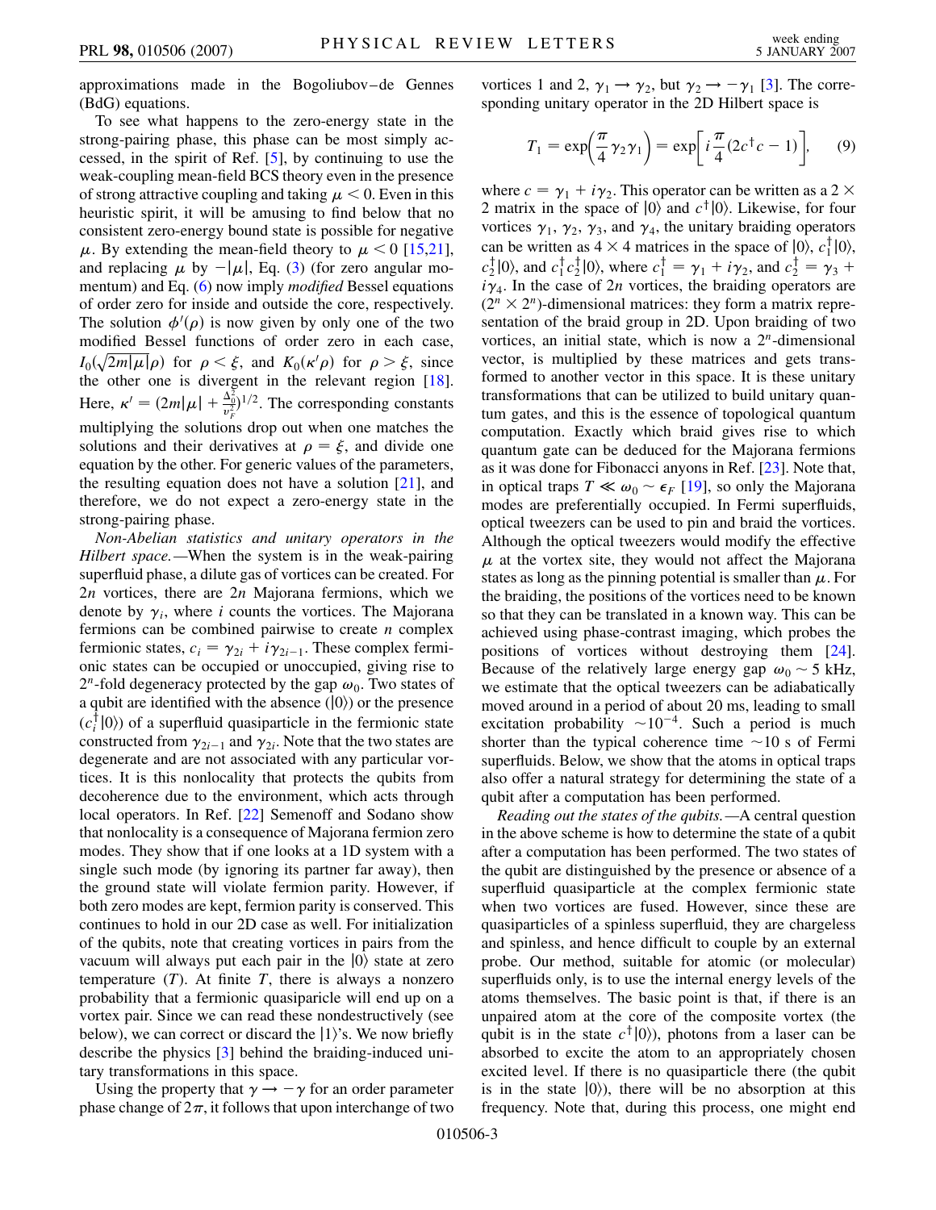approximations made in the Bogoliubov–de Gennes (BdG) equations.

To see what happens to the zero-energy state in the strong-pairing phase, this phase can be most simply accessed, in the spirit of Ref. [5], by continuing to use the weak-coupling mean-field BCS theory even in the presence of strong attractive coupling and taking $\mu < 0$. Even in this heuristic spirit, it will be amusing to find below that no consistent zero-energy bound state is possible for negative $\mu$. By extending the mean-field theory to $\mu < 0$ [15,21], and replacing $\mu$ by $-|\mu|$, Eq. (3) (for zero angular momentum) and Eq. (6) now imply *modified* Bessel equations of order zero for inside and outside the core, respectively. The solution $\phi'(\rho)$ is now given by only one of the two modified Bessel functions of order zero in each case, $I_0(\sqrt{2m|\mu|}\rho)$ for $\rho < \xi$, and $K_0(\kappa'\rho)$ for $\rho > \xi$, since the other one is divergent in the relevant region [18]. Here, $\kappa' = (2m|\mu| + \frac{\Delta_0^2}{v_F^2})^{1/2}$. The corresponding constants multiplying the solutions drop out when one matches the solutions and their derivatives at $\rho = \xi$, and divide one equation by the other. For generic values of the parameters, the resulting equation does not have a solution [21], and therefore, we do not expect a zero-energy state in the strong-pairing phase.

*Non-Abelian statistics and unitary operators in the Hilbert space.*—When the system is in the weak-pairing superfluid phase, a dilute gas of vortices can be created. For $2n$ vortices, there are $2n$ Majorana fermions, which we denote by $\gamma_i$, where $i$ counts the vortices. The Majorana fermions can be combined pairwise to create $n$ complex fermionic states, $c_i = \gamma_{2i} + i\gamma_{2i-1}$. These complex fermionic states can be occupied or unoccupied, giving rise to $2^n$-fold degeneracy protected by the gap $\omega_0$. Two states of a qubit are identified with the absence ($|0\rangle$) or the presence ($c_i^\dagger|0\rangle$) of a superfluid quasiparticle in the fermionic state constructed from $\gamma_{2i-1}$ and $\gamma_{2i}$. Note that the two states are degenerate and are not associated with any particular vortices. It is this nonlocality that protects the qubits from decoherence due to the environment, which acts through local operators. In Ref. [22] Semenoff and Sodano show that nonlocality is a consequence of Majorana fermion zero modes. They show that if one looks at a 1D system with a single such mode (by ignoring its partner far away), then the ground state will violate fermion parity. However, if both zero modes are kept, fermion parity is conserved. This continues to hold in our 2D case as well. For initialization of the qubits, note that creating vortices in pairs from the vacuum will always put each pair in the $|0\rangle$ state at zero temperature ($T$). At finite $T$, there is always a nonzero probability that a fermionic quasiparticle will end up on a vortex pair. Since we can read these nondestructively (see below), we can correct or discard the $|1\rangle$'s. We now briefly describe the physics [3] behind the braiding-induced unitary transformations in this space.

Using the property that $\gamma \to -\gamma$ for an order parameter phase change of $2\pi$, it follows that upon interchange of two vortices 1 and 2, $\gamma_1 \to \gamma_2$, but $\gamma_2 \to -\gamma_1$ [3]. The corresponding unitary operator in the 2D Hilbert space is

$$T_1 = \exp\left(\frac{\pi}{4}\gamma_2\gamma_1\right) = \exp\left[i\frac{\pi}{4}(2c^\dagger c - 1)\right], \tag{9}$$

where $c = \gamma_1 + i\gamma_2$. This operator can be written as a $2 \times 2$ matrix in the space of $|0\rangle$ and $c^\dagger|0\rangle$. Likewise, for four vortices $\gamma_1$, $\gamma_2$, $\gamma_3$, and $\gamma_4$, the unitary braiding operators can be written as $4 \times 4$ matrices in the space of $|0\rangle$, $c_1^\dagger|0\rangle$, $c_2^\dagger|0\rangle$, and $c_1^\dagger c_2^\dagger|0\rangle$, where $c_1^\dagger = \gamma_1 + i\gamma_2$, and $c_2^\dagger = \gamma_3 + i\gamma_4$. In the case of $2n$ vortices, the braiding operators are $(2^n \times 2^n)$-dimensional matrices: they form a matrix representation of the braid group in 2D. Upon braiding of two vortices, an initial state, which is now a $2^n$-dimensional vector, is multiplied by these matrices and gets transformed to another vector in this space. It is these unitary transformations that can be utilized to build unitary quantum gates, and this is the essence of topological quantum computation. Exactly which braid gives rise to which quantum gate can be deduced for the Majorana fermions as it was done for Fibonacci anyons in Ref. [23]. Note that, in optical traps $T \ll \omega_0 \sim \epsilon_F$ [19], so only the Majorana modes are preferentially occupied. In Fermi superfluids, optical tweezers can be used to pin and braid the vortices. Although the optical tweezers would modify the effective $\mu$ at the vortex site, they would not affect the Majorana states as long as the pinning potential is smaller than $\mu$. For the braiding, the positions of the vortices need to be known so that they can be translated in a known way. This can be achieved using phase-contrast imaging, which probes the positions of vortices without destroying them [24]. Because of the relatively large energy gap $\omega_0 \sim 5$ kHz, we estimate that the optical tweezers can be adiabatically moved around in a period of about 20 ms, leading to small excitation probability $\sim 10^{-4}$. Such a period is much shorter than the typical coherence time $\sim 10$ s of Fermi superfluids. Below, we show that the atoms in optical traps also offer a natural strategy for determining the state of a qubit after a computation has been performed.

*Reading out the states of the qubits.*—A central question in the above scheme is how to determine the state of a qubit after a computation has been performed. The two states of the qubit are distinguished by the presence or absence of a superfluid quasiparticle at the complex fermionic state when two vortices are fused. However, since these are quasiparticles of a spinless superfluid, they are chargeless and spinless, and hence difficult to couple by an external probe. Our method, suitable for atomic (or molecular) superfluids only, is to use the internal energy levels of the atoms themselves. The basic point is that, if there is an unpaired atom at the core of the composite vortex (the qubit is in the state $c^\dagger|0\rangle$), photons from a laser can be absorbed to excite the atom to an appropriately chosen excited level. If there is no quasiparticle there (the qubit is in the state $|0\rangle$), there will be no absorption at this frequency. Note that, during this process, one might end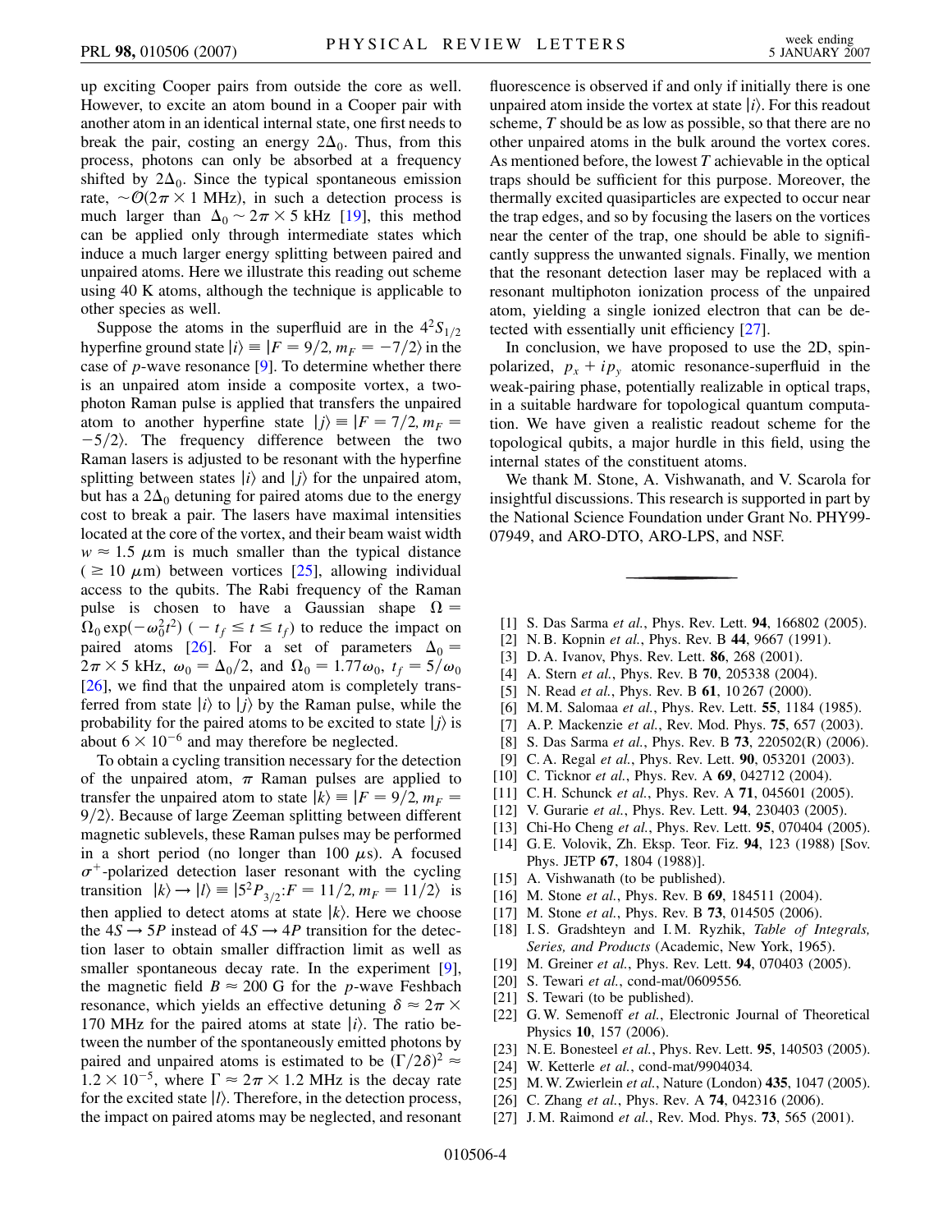up exciting Cooper pairs from outside the core as well. However, to excite an atom bound in a Cooper pair with another atom in an identical internal state, one first needs to break the pair, costing an energy $2\Delta_0$. Thus, from this process, photons can only be absorbed at a frequency shifted by $2\Delta_0$. Since the typical spontaneous emission rate, $\sim\mathcal{O}(2\pi\times 1\text{ MHz})$, in such a detection process is much larger than $\Delta_0 \sim 2\pi\times 5$ kHz [19], this method can be applied only through intermediate states which induce a much larger energy splitting between paired and unpaired atoms. Here we illustrate this reading out scheme using 40 K atoms, although the technique is applicable to other species as well.

Suppose the atoms in the superfluid are in the $4^2S_{1/2}$ hyperfine ground state $|i\rangle \equiv |F = 9/2, m_F = -7/2\rangle$ in the case of $p$-wave resonance [9]. To determine whether there is an unpaired atom inside a composite vortex, a two-photon Raman pulse is applied that transfers the unpaired atom to another hyperfine state $|j\rangle \equiv |F = 7/2, m_F = -5/2\rangle$. The frequency difference between the two Raman lasers is adjusted to be resonant with the hyperfine splitting between states $|i\rangle$ and $|j\rangle$ for the unpaired atom, but has a $2\Delta_0$ detuning for paired atoms due to the energy cost to break a pair. The lasers have maximal intensities located at the core of the vortex, and their beam waist width $w \approx 1.5\ \mu$m is much smaller than the typical distance ($\geq 10\ \mu$m) between vortices [25], allowing individual access to the qubits. The Rabi frequency of the Raman pulse is chosen to have a Gaussian shape $\Omega = \Omega_0 \exp(-\omega_0^2 t^2)$ $(-t_f \leq t \leq t_f)$ to reduce the impact on paired atoms [26]. For a set of parameters $\Delta_0 = 2\pi\times 5$ kHz, $\omega_0 = \Delta_0/2$, and $\Omega_0 = 1.77\omega_0$, $t_f = 5/\omega_0$ [26], we find that the unpaired atom is completely transferred from state $|i\rangle$ to $|j\rangle$ by the Raman pulse, while the probability for the paired atoms to be excited to state $|j\rangle$ is about $6\times 10^{-6}$ and may therefore be neglected.

To obtain a cycling transition necessary for the detection of the unpaired atom, $\pi$ Raman pulses are applied to transfer the unpaired atom to state $|k\rangle \equiv |F = 9/2, m_F = 9/2\rangle$. Because of large Zeeman splitting between different magnetic sublevels, these Raman pulses may be performed in a short period (no longer than 100 $\mu$s). A focused $\sigma^+$-polarized detection laser resonant with the cycling transition $|k\rangle \rightarrow |l\rangle \equiv |5^2P_{3/2}{:}F = 11/2, m_F = 11/2\rangle$ is then applied to detect atoms at state $|k\rangle$. Here we choose the $4S \rightarrow 5P$ instead of $4S \rightarrow 4P$ transition for the detection laser to obtain smaller diffraction limit as well as smaller spontaneous decay rate. In the experiment [9], the magnetic field $B \approx 200$ G for the $p$-wave Feshbach resonance, which yields an effective detuning $\delta \approx 2\pi\times 170$ MHz for the paired atoms at state $|i\rangle$. The ratio between the number of the spontaneously emitted photons by paired and unpaired atoms is estimated to be $(\Gamma/2\delta)^2 \approx 1.2\times 10^{-5}$, where $\Gamma \approx 2\pi\times 1.2$ MHz is the decay rate for the excited state $|l\rangle$. Therefore, in the detection process, the impact on paired atoms may be neglected, and resonant fluorescence is observed if and only if initially there is one unpaired atom inside the vortex at state $|i\rangle$. For this readout scheme, $T$ should be as low as possible, so that there are no other unpaired atoms in the bulk around the vortex cores. As mentioned before, the lowest $T$ achievable in the optical traps should be sufficient for this purpose. Moreover, the thermally excited quasiparticles are expected to occur near the trap edges, and so by focusing the lasers on the vortices near the center of the trap, one should be able to significantly suppress the unwanted signals. Finally, we mention that the resonant detection laser may be replaced with a resonant multiphoton ionization process of the unpaired atom, yielding a single ionized electron that can be detected with essentially unit efficiency [27].

In conclusion, we have proposed to use the 2D, spin-polarized, $p_x + ip_y$ atomic resonance-superfluid in the weak-pairing phase, potentially realizable in optical traps, in a suitable hardware for topological quantum computation. We have given a realistic readout scheme for the topological qubits, a major hurdle in this field, using the internal states of the constituent atoms.

We thank M. Stone, A. Vishwanath, and V. Scarola for insightful discussions. This research is supported in part by the National Science Foundation under Grant No. PHY99-07949, and ARO-DTO, ARO-LPS, and NSF.

---

[1] S. Das Sarma *et al.*, Phys. Rev. Lett. **94**, 166802 (2005).
[2] N. B. Kopnin *et al.*, Phys. Rev. B **44**, 9667 (1991).
[3] D. A. Ivanov, Phys. Rev. Lett. **86**, 268 (2001).
[4] A. Stern *et al.*, Phys. Rev. B **70**, 205338 (2004).
[5] N. Read *et al.*, Phys. Rev. B **61**, 10 267 (2000).
[6] M. M. Salomaa *et al.*, Phys. Rev. Lett. **55**, 1184 (1985).
[7] A. P. Mackenzie *et al.*, Rev. Mod. Phys. **75**, 657 (2003).
[8] S. Das Sarma *et al.*, Phys. Rev. B **73**, 220502(R) (2006).
[9] C. A. Regal *et al.*, Phys. Rev. Lett. **90**, 053201 (2003).
[10] C. Ticknor *et al.*, Phys. Rev. A **69**, 042712 (2004).
[11] C. H. Schunck *et al.*, Phys. Rev. A **71**, 045601 (2005).
[12] V. Gurarie *et al.*, Phys. Rev. Lett. **94**, 230403 (2005).
[13] Chi-Ho Cheng *et al.*, Phys. Rev. Lett. **95**, 070404 (2005).
[14] G. E. Volovik, Zh. Eksp. Teor. Fiz. **94**, 123 (1988) [Sov. Phys. JETP **67**, 1804 (1988)].
[15] A. Vishwanath (to be published).
[16] M. Stone *et al.*, Phys. Rev. B **69**, 184511 (2004).
[17] M. Stone *et al.*, Phys. Rev. B **73**, 014505 (2006).
[18] I. S. Gradshteyn and I. M. Ryzhik, *Table of Integrals, Series, and Products* (Academic, New York, 1965).
[19] M. Greiner *et al.*, Phys. Rev. Lett. **94**, 070403 (2005).
[20] S. Tewari *et al.*, cond-mat/0609556.
[21] S. Tewari (to be published).
[22] G. W. Semenoff *et al.*, Electronic Journal of Theoretical Physics **10**, 157 (2006).
[23] N. E. Bonesteel *et al.*, Phys. Rev. Lett. **95**, 140503 (2005).
[24] W. Ketterle *et al.*, cond-mat/9904034.
[25] M. W. Zwierlein *et al.*, Nature (London) **435**, 1047 (2005).
[26] C. Zhang *et al.*, Phys. Rev. A **74**, 042316 (2006).
[27] J. M. Raimond *et al.*, Rev. Mod. Phys. **73**, 565 (2001).